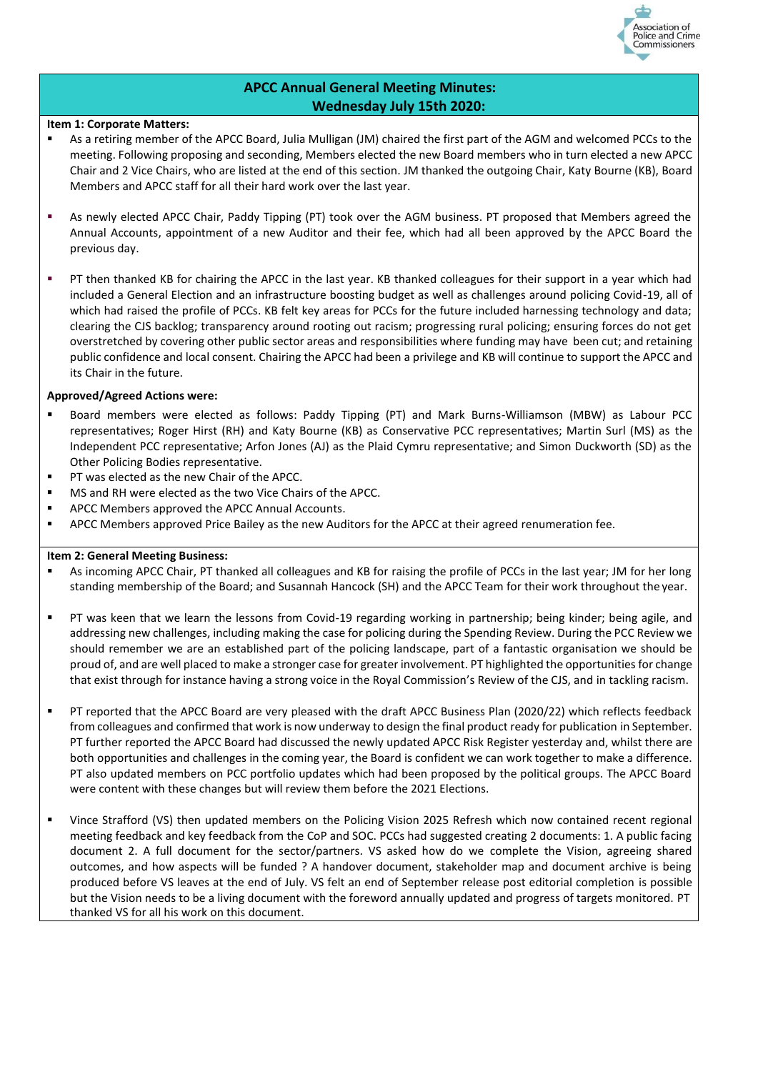# APCC Annual General Meeting Minutes: Wednesday July 15th 2020:

**Item 1: Corporate Matters:**

- As a retiring member of the APCC Board, Julia Mulligan (JM) chaired the first part of the AGM and welcomed PCCs to the meeting. Following proposing and seconding, Members elected the new Board members who in turn elected a new APCC Chair and 2 Vice Chairs, who are listed at the end of this section. JM thanked the outgoing Chair, Katy Bourne (KB), Board Members and APCC staff for all their hard work over the last year.

- As newly elected APCC Chair, Paddy Tipping (PT) took over the AGM business. PT proposed that Members agreed the Annual Accounts, appointment of a new Auditor and their fee, which had all been approved by the APCC Board the previous day.

- PT then thanked KB for chairing the APCC in the last year. KB thanked colleagues for their support in a year which had included a General Election and an infrastructure boosting budget as well as challenges around policing Covid-19, all of which had raised the profile of PCCs. KB felt key areas for PCCs for the future included harnessing technology and data; clearing the CJS backlog; transparency around rooting out racism; progressing rural policing; ensuring forces do not get overstretched by covering other public sector areas and responsibilities where funding may have been cut; and retaining public confidence and local consent. Chairing the APCC had been a privilege and KB will continue to support the APCC and its Chair in the future.

**Approved/Agreed Actions were:**

- Board members were elected as follows: Paddy Tipping (PT) and Mark Burns-Williamson (MBW) as Labour PCC representatives; Roger Hirst (RH) and Katy Bourne (KB) as Conservative PCC representatives; Martin Surl (MS) as the Independent PCC representative; Arfon Jones (AJ) as the Plaid Cymru representative; and Simon Duckworth (SD) as the Other Policing Bodies representative.
- PT was elected as the new Chair of the APCC.
- MS and RH were elected as the two Vice Chairs of the APCC.
- APCC Members approved the APCC Annual Accounts.
- APCC Members approved Price Bailey as the new Auditors for the APCC at their agreed renumeration fee.

**Item 2: General Meeting Business:**

- As incoming APCC Chair, PT thanked all colleagues and KB for raising the profile of PCCs in the last year; JM for her long standing membership of the Board; and Susannah Hancock (SH) and the APCC Team for their work throughout the year.

- PT was keen that we learn the lessons from Covid-19 regarding working in partnership; being kinder; being agile, and addressing new challenges, including making the case for policing during the Spending Review. During the PCC Review we should remember we are an established part of the policing landscape, part of a fantastic organisation we should be proud of, and are well placed to make a stronger case for greater involvement. PT highlighted the opportunities for change that exist through for instance having a strong voice in the Royal Commission's Review of the CJS, and in tackling racism.

- PT reported that the APCC Board are very pleased with the draft APCC Business Plan (2020/22) which reflects feedback from colleagues and confirmed that work is now underway to design the final product ready for publication in September. PT further reported the APCC Board had discussed the newly updated APCC Risk Register yesterday and, whilst there are both opportunities and challenges in the coming year, the Board is confident we can work together to make a difference. PT also updated members on PCC portfolio updates which had been proposed by the political groups. The APCC Board were content with these changes but will review them before the 2021 Elections.

- Vince Strafford (VS) then updated members on the Policing Vision 2025 Refresh which now contained recent regional meeting feedback and key feedback from the CoP and SOC. PCCs had suggested creating 2 documents: 1. A public facing document 2. A full document for the sector/partners. VS asked how do we complete the Vision, agreeing shared outcomes, and how aspects will be funded ? A handover document, stakeholder map and document archive is being produced before VS leaves at the end of July. VS felt an end of September release post editorial completion is possible but the Vision needs to be a living document with the foreword annually updated and progress of targets monitored. PT thanked VS for all his work on this document.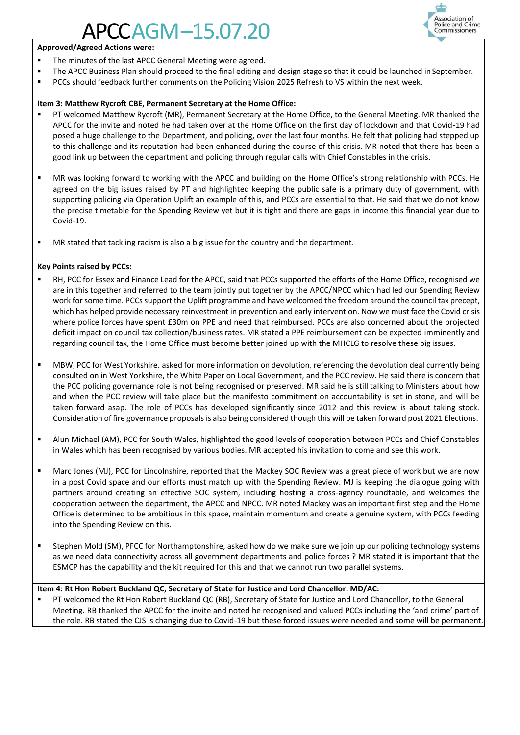**Approved/Agreed Actions were:**

- The minutes of the last APCC General Meeting were agreed.
- The APCC Business Plan should proceed to the final editing and design stage so that it could be launched in September.
- PCCs should feedback further comments on the Policing Vision 2025 Refresh to VS within the next week.

**Item 3: Matthew Rycroft CBE, Permanent Secretary at the Home Office:**

- PT welcomed Matthew Rycroft (MR), Permanent Secretary at the Home Office, to the General Meeting. MR thanked the APCC for the invite and noted he had taken over at the Home Office on the first day of lockdown and that Covid-19 had posed a huge challenge to the Department, and policing, over the last four months. He felt that policing had stepped up to this challenge and its reputation had been enhanced during the course of this crisis. MR noted that there has been a good link up between the department and policing through regular calls with Chief Constables in the crisis.

- MR was looking forward to working with the APCC and building on the Home Office's strong relationship with PCCs. He agreed on the big issues raised by PT and highlighted keeping the public safe is a primary duty of government, with supporting policing via Operation Uplift an example of this, and PCCs are essential to that. He said that we do not know the precise timetable for the Spending Review yet but it is tight and there are gaps in income this financial year due to Covid-19.

- MR stated that tackling racism is also a big issue for the country and the department.

**Key Points raised by PCCs:**

- RH, PCC for Essex and Finance Lead for the APCC, said that PCCs supported the efforts of the Home Office, recognised we are in this together and referred to the team jointly put together by the APCC/NPCC which had led our Spending Review work for some time. PCCs support the Uplift programme and have welcomed the freedom around the council tax precept, which has helped provide necessary reinvestment in prevention and early intervention. Now we must face the Covid crisis where police forces have spent £30m on PPE and need that reimbursed. PCCs are also concerned about the projected deficit impact on council tax collection/business rates. MR stated a PPE reimbursement can be expected imminently and regarding council tax, the Home Office must become better joined up with the MHCLG to resolve these big issues.

- MBW, PCC for West Yorkshire, asked for more information on devolution, referencing the devolution deal currently being consulted on in West Yorkshire, the White Paper on Local Government, and the PCC review. He said there is concern that the PCC policing governance role is not being recognised or preserved. MR said he is still talking to Ministers about how and when the PCC review will take place but the manifesto commitment on accountability is set in stone, and will be taken forward asap. The role of PCCs has developed significantly since 2012 and this review is about taking stock. Consideration of fire governance proposals is also being considered though this will be taken forward post 2021 Elections.

- Alun Michael (AM), PCC for South Wales, highlighted the good levels of cooperation between PCCs and Chief Constables in Wales which has been recognised by various bodies. MR accepted his invitation to come and see this work.

- Marc Jones (MJ), PCC for Lincolnshire, reported that the Mackey SOC Review was a great piece of work but we are now in a post Covid space and our efforts must match up with the Spending Review. MJ is keeping the dialogue going with partners around creating an effective SOC system, including hosting a cross-agency roundtable, and welcomes the cooperation between the department, the APCC and NPCC. MR noted Mackey was an important first step and the Home Office is determined to be ambitious in this space, maintain momentum and create a genuine system, with PCCs feeding into the Spending Review on this.

- Stephen Mold (SM), PFCC for Northamptonshire, asked how do we make sure we join up our policing technology systems as we need data connectivity across all government departments and police forces ? MR stated it is important that the ESMCP has the capability and the kit required for this and that we cannot run two parallel systems.

**Item 4: Rt Hon Robert Buckland QC, Secretary of State for Justice and Lord Chancellor: MD/AC:**

- PT welcomed the Rt Hon Robert Buckland QC (RB), Secretary of State for Justice and Lord Chancellor, to the General Meeting. RB thanked the APCC for the invite and noted he recognised and valued PCCs including the 'and crime' part of the role. RB stated the CJS is changing due to Covid-19 but these forced issues were needed and some will be permanent.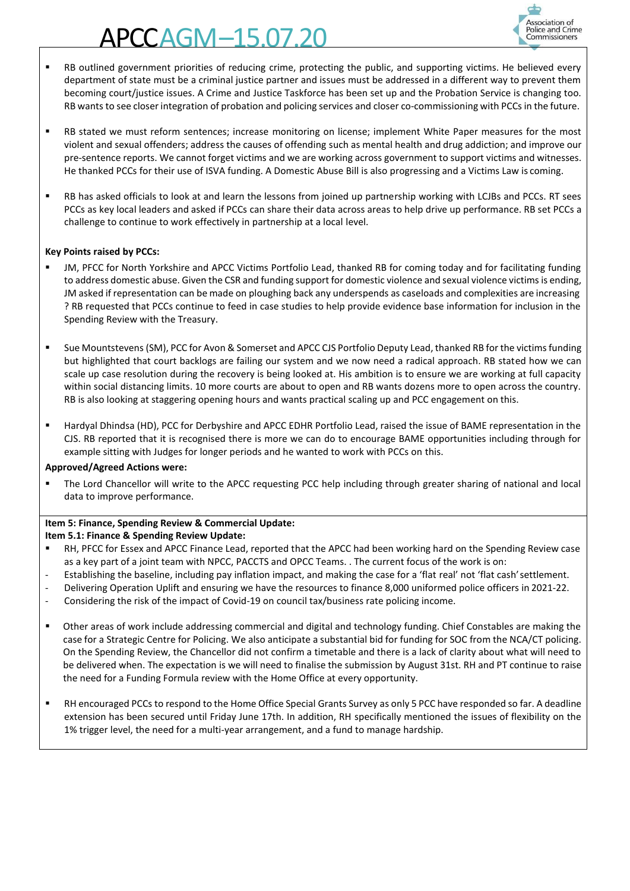- RB outlined government priorities of reducing crime, protecting the public, and supporting victims. He believed every department of state must be a criminal justice partner and issues must be addressed in a different way to prevent them becoming court/justice issues. A Crime and Justice Taskforce has been set up and the Probation Service is changing too. RB wants to see closer integration of probation and policing services and closer co-commissioning with PCCs in the future.

- RB stated we must reform sentences; increase monitoring on license; implement White Paper measures for the most violent and sexual offenders; address the causes of offending such as mental health and drug addiction; and improve our pre-sentence reports. We cannot forget victims and we are working across government to support victims and witnesses. He thanked PCCs for their use of ISVA funding. A Domestic Abuse Bill is also progressing and a Victims Law is coming.

- RB has asked officials to look at and learn the lessons from joined up partnership working with LCJBs and PCCs. RT sees PCCs as key local leaders and asked if PCCs can share their data across areas to help drive up performance. RB set PCCs a challenge to continue to work effectively in partnership at a local level.

**Key Points raised by PCCs:**

- JM, PFCC for North Yorkshire and APCC Victims Portfolio Lead, thanked RB for coming today and for facilitating funding to address domestic abuse. Given the CSR and funding support for domestic violence and sexual violence victims is ending, JM asked if representation can be made on ploughing back any underspends as caseloads and complexities are increasing ? RB requested that PCCs continue to feed in case studies to help provide evidence base information for inclusion in the Spending Review with the Treasury.

- Sue Mountstevens (SM), PCC for Avon & Somerset and APCC CJS Portfolio Deputy Lead, thanked RB for the victims funding but highlighted that court backlogs are failing our system and we now need a radical approach. RB stated how we can scale up case resolution during the recovery is being looked at. His ambition is to ensure we are working at full capacity within social distancing limits. 10 more courts are about to open and RB wants dozens more to open across the country. RB is also looking at staggering opening hours and wants practical scaling up and PCC engagement on this.

- Hardyal Dhindsa (HD), PCC for Derbyshire and APCC EDHR Portfolio Lead, raised the issue of BAME representation in the CJS. RB reported that it is recognised there is more we can do to encourage BAME opportunities including through for example sitting with Judges for longer periods and he wanted to work with PCCs on this.

**Approved/Agreed Actions were:**

- The Lord Chancellor will write to the APCC requesting PCC help including through greater sharing of national and local data to improve performance.

**Item 5: Finance, Spending Review & Commercial Update:**
**Item 5.1: Finance & Spending Review Update:**

- RH, PFCC for Essex and APCC Finance Lead, reported that the APCC had been working hard on the Spending Review case as a key part of a joint team with NPCC, PACCTS and OPCC Teams. . The current focus of the work is on:
  - Establishing the baseline, including pay inflation impact, and making the case for a 'flat real' not 'flat cash' settlement.
  - Delivering Operation Uplift and ensuring we have the resources to finance 8,000 uniformed police officers in 2021-22.
  - Considering the risk of the impact of Covid-19 on council tax/business rate policing income.

- Other areas of work include addressing commercial and digital and technology funding. Chief Constables are making the case for a Strategic Centre for Policing. We also anticipate a substantial bid for funding for SOC from the NCA/CT policing. On the Spending Review, the Chancellor did not confirm a timetable and there is a lack of clarity about what will need to be delivered when. The expectation is we will need to finalise the submission by August 31st. RH and PT continue to raise the need for a Funding Formula review with the Home Office at every opportunity.

- RH encouraged PCCs to respond to the Home Office Special Grants Survey as only 5 PCC have responded so far. A deadline extension has been secured until Friday June 17th. In addition, RH specifically mentioned the issues of flexibility on the 1% trigger level, the need for a multi-year arrangement, and a fund to manage hardship.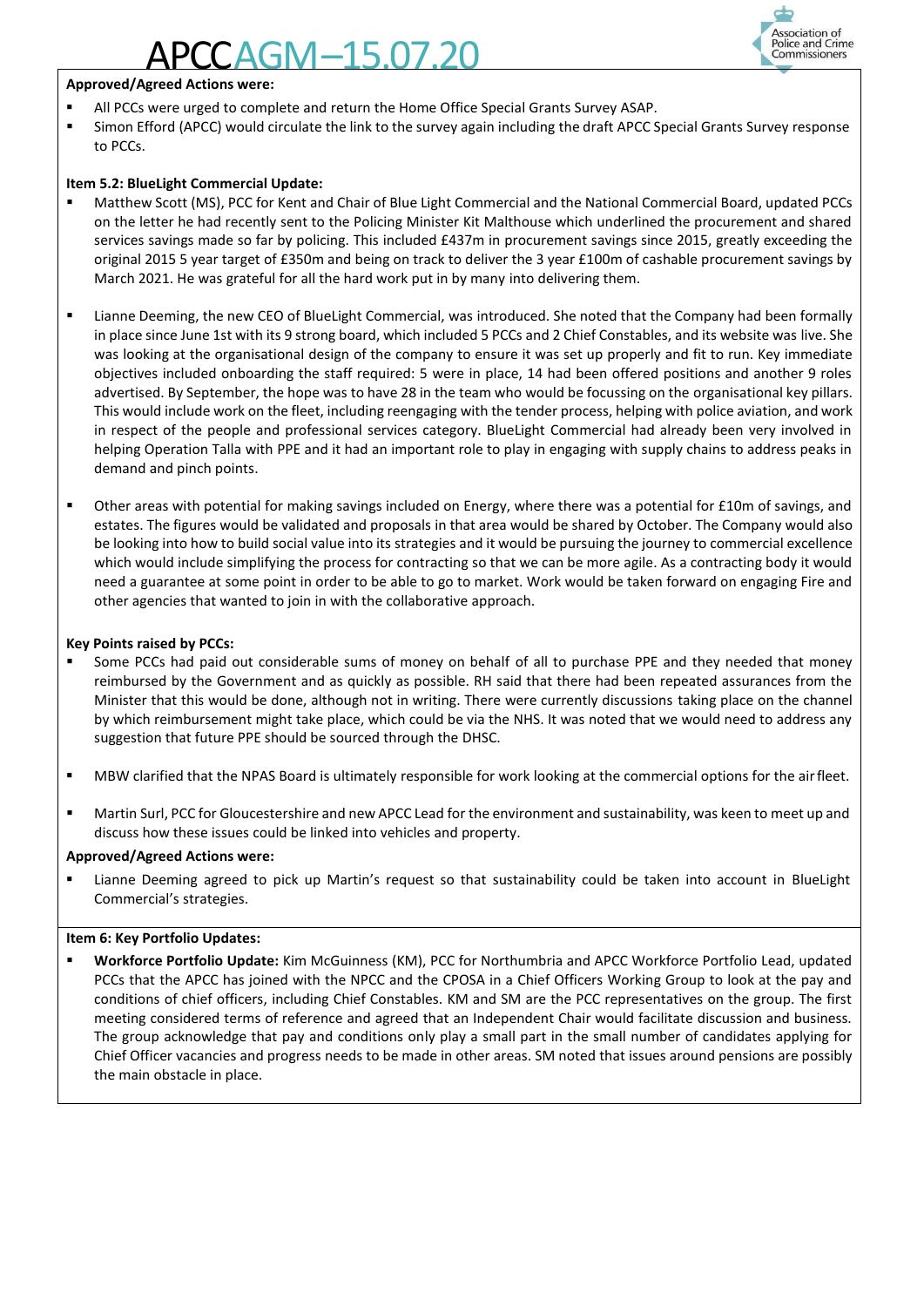**Approved/Agreed Actions were:**

- All PCCs were urged to complete and return the Home Office Special Grants Survey ASAP.
- Simon Efford (APCC) would circulate the link to the survey again including the draft APCC Special Grants Survey response to PCCs.

**Item 5.2: BlueLight Commercial Update:**

- Matthew Scott (MS), PCC for Kent and Chair of Blue Light Commercial and the National Commercial Board, updated PCCs on the letter he had recently sent to the Policing Minister Kit Malthouse which underlined the procurement and shared services savings made so far by policing. This included £437m in procurement savings since 2015, greatly exceeding the original 2015 5 year target of £350m and being on track to deliver the 3 year £100m of cashable procurement savings by March 2021. He was grateful for all the hard work put in by many into delivering them.

- Lianne Deeming, the new CEO of BlueLight Commercial, was introduced. She noted that the Company had been formally in place since June 1st with its 9 strong board, which included 5 PCCs and 2 Chief Constables, and its website was live. She was looking at the organisational design of the company to ensure it was set up properly and fit to run. Key immediate objectives included onboarding the staff required: 5 were in place, 14 had been offered positions and another 9 roles advertised. By September, the hope was to have 28 in the team who would be focussing on the organisational key pillars. This would include work on the fleet, including reengaging with the tender process, helping with police aviation, and work in respect of the people and professional services category. BlueLight Commercial had already been very involved in helping Operation Talla with PPE and it had an important role to play in engaging with supply chains to address peaks in demand and pinch points.

- Other areas with potential for making savings included on Energy, where there was a potential for £10m of savings, and estates. The figures would be validated and proposals in that area would be shared by October. The Company would also be looking into how to build social value into its strategies and it would be pursuing the journey to commercial excellence which would include simplifying the process for contracting so that we can be more agile. As a contracting body it would need a guarantee at some point in order to be able to go to market. Work would be taken forward on engaging Fire and other agencies that wanted to join in with the collaborative approach.

**Key Points raised by PCCs:**

- Some PCCs had paid out considerable sums of money on behalf of all to purchase PPE and they needed that money reimbursed by the Government and as quickly as possible. RH said that there had been repeated assurances from the Minister that this would be done, although not in writing. There were currently discussions taking place on the channel by which reimbursement might take place, which could be via the NHS. It was noted that we would need to address any suggestion that future PPE should be sourced through the DHSC.

- MBW clarified that the NPAS Board is ultimately responsible for work looking at the commercial options for the air fleet.

- Martin Surl, PCC for Gloucestershire and new APCC Lead for the environment and sustainability, was keen to meet up and discuss how these issues could be linked into vehicles and property.

**Approved/Agreed Actions were:**

- Lianne Deeming agreed to pick up Martin's request so that sustainability could be taken into account in BlueLight Commercial's strategies.

**Item 6: Key Portfolio Updates:**

- **Workforce Portfolio Update:** Kim McGuinness (KM), PCC for Northumbria and APCC Workforce Portfolio Lead, updated PCCs that the APCC has joined with the NPCC and the CPOSA in a Chief Officers Working Group to look at the pay and conditions of chief officers, including Chief Constables. KM and SM are the PCC representatives on the group. The first meeting considered terms of reference and agreed that an Independent Chair would facilitate discussion and business. The group acknowledge that pay and conditions only play a small part in the small number of candidates applying for Chief Officer vacancies and progress needs to be made in other areas. SM noted that issues around pensions are possibly the main obstacle in place.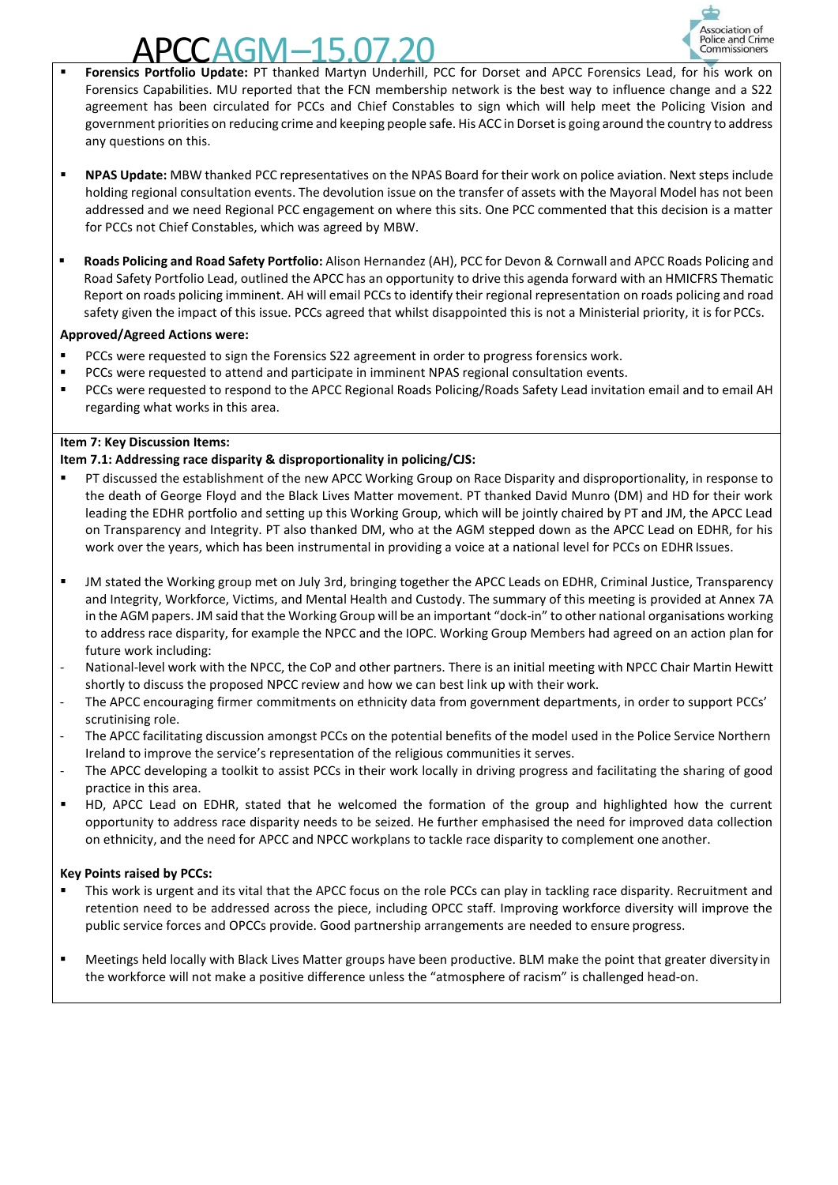- **Forensics Portfolio Update:** PT thanked Martyn Underhill, PCC for Dorset and APCC Forensics Lead, for his work on Forensics Capabilities. MU reported that the FCN membership network is the best way to influence change and a S22 agreement has been circulated for PCCs and Chief Constables to sign which will help meet the Policing Vision and government priorities on reducing crime and keeping people safe. His ACC in Dorset is going around the country to address any questions on this.

- **NPAS Update:** MBW thanked PCC representatives on the NPAS Board for their work on police aviation. Next steps include holding regional consultation events. The devolution issue on the transfer of assets with the Mayoral Model has not been addressed and we need Regional PCC engagement on where this sits. One PCC commented that this decision is a matter for PCCs not Chief Constables, which was agreed by MBW.

- **Roads Policing and Road Safety Portfolio:** Alison Hernandez (AH), PCC for Devon & Cornwall and APCC Roads Policing and Road Safety Portfolio Lead, outlined the APCC has an opportunity to drive this agenda forward with an HMICFRS Thematic Report on roads policing imminent. AH will email PCCs to identify their regional representation on roads policing and road safety given the impact of this issue. PCCs agreed that whilst disappointed this is not a Ministerial priority, it is for PCCs.

**Approved/Agreed Actions were:**

- PCCs were requested to sign the Forensics S22 agreement in order to progress forensics work.
- PCCs were requested to attend and participate in imminent NPAS regional consultation events.
- PCCs were requested to respond to the APCC Regional Roads Policing/Roads Safety Lead invitation email and to email AH regarding what works in this area.

**Item 7: Key Discussion Items:**

**Item 7.1: Addressing race disparity & disproportionality in policing/CJS:**

- PT discussed the establishment of the new APCC Working Group on Race Disparity and disproportionality, in response to the death of George Floyd and the Black Lives Matter movement. PT thanked David Munro (DM) and HD for their work leading the EDHR portfolio and setting up this Working Group, which will be jointly chaired by PT and JM, the APCC Lead on Transparency and Integrity. PT also thanked DM, who at the AGM stepped down as the APCC Lead on EDHR, for his work over the years, which has been instrumental in providing a voice at a national level for PCCs on EDHR Issues.

- JM stated the Working group met on July 3rd, bringing together the APCC Leads on EDHR, Criminal Justice, Transparency and Integrity, Workforce, Victims, and Mental Health and Custody. The summary of this meeting is provided at Annex 7A in the AGM papers. JM said that the Working Group will be an important "dock-in" to other national organisations working to address race disparity, for example the NPCC and the IOPC. Working Group Members had agreed on an action plan for future work including:
  - National-level work with the NPCC, the CoP and other partners. There is an initial meeting with NPCC Chair Martin Hewitt shortly to discuss the proposed NPCC review and how we can best link up with their work.
  - The APCC encouraging firmer commitments on ethnicity data from government departments, in order to support PCCs' scrutinising role.
  - The APCC facilitating discussion amongst PCCs on the potential benefits of the model used in the Police Service Northern Ireland to improve the service's representation of the religious communities it serves.
  - The APCC developing a toolkit to assist PCCs in their work locally in driving progress and facilitating the sharing of good practice in this area.
- HD, APCC Lead on EDHR, stated that he welcomed the formation of the group and highlighted how the current opportunity to address race disparity needs to be seized. He further emphasised the need for improved data collection on ethnicity, and the need for APCC and NPCC workplans to tackle race disparity to complement one another.

**Key Points raised by PCCs:**

- This work is urgent and its vital that the APCC focus on the role PCCs can play in tackling race disparity. Recruitment and retention need to be addressed across the piece, including OPCC staff. Improving workforce diversity will improve the public service forces and OPCCs provide. Good partnership arrangements are needed to ensure progress.

- Meetings held locally with Black Lives Matter groups have been productive. BLM make the point that greater diversity in the workforce will not make a positive difference unless the "atmosphere of racism" is challenged head-on.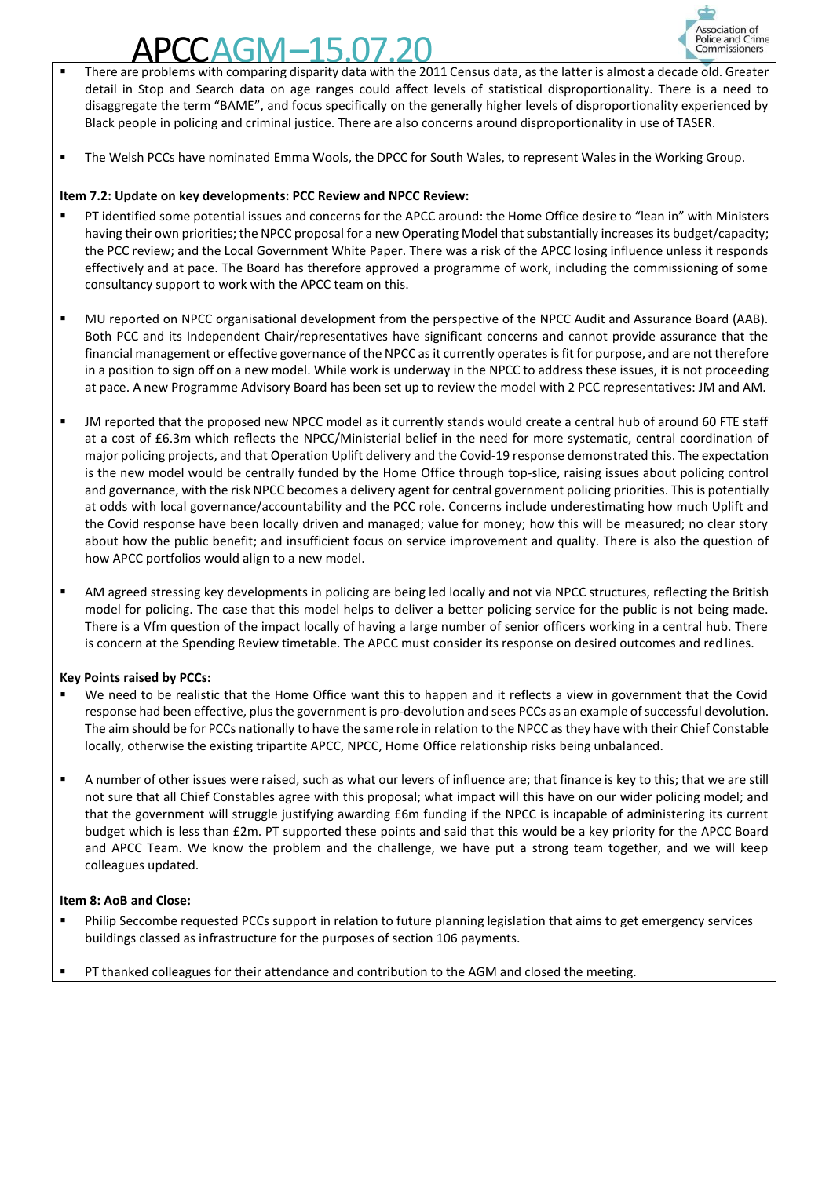- There are problems with comparing disparity data with the 2011 Census data, as the latter is almost a decade old. Greater detail in Stop and Search data on age ranges could affect levels of statistical disproportionality. There is a need to disaggregate the term "BAME", and focus specifically on the generally higher levels of disproportionality experienced by Black people in policing and criminal justice. There are also concerns around disproportionality in use of TASER.

- The Welsh PCCs have nominated Emma Wools, the DPCC for South Wales, to represent Wales in the Working Group.

**Item 7.2: Update on key developments: PCC Review and NPCC Review:**

- PT identified some potential issues and concerns for the APCC around: the Home Office desire to "lean in" with Ministers having their own priorities; the NPCC proposal for a new Operating Model that substantially increases its budget/capacity; the PCC review; and the Local Government White Paper. There was a risk of the APCC losing influence unless it responds effectively and at pace. The Board has therefore approved a programme of work, including the commissioning of some consultancy support to work with the APCC team on this.

- MU reported on NPCC organisational development from the perspective of the NPCC Audit and Assurance Board (AAB). Both PCC and its Independent Chair/representatives have significant concerns and cannot provide assurance that the financial management or effective governance of the NPCC as it currently operates is fit for purpose, and are not therefore in a position to sign off on a new model. While work is underway in the NPCC to address these issues, it is not proceeding at pace. A new Programme Advisory Board has been set up to review the model with 2 PCC representatives: JM and AM.

- JM reported that the proposed new NPCC model as it currently stands would create a central hub of around 60 FTE staff at a cost of £6.3m which reflects the NPCC/Ministerial belief in the need for more systematic, central coordination of major policing projects, and that Operation Uplift delivery and the Covid-19 response demonstrated this. The expectation is the new model would be centrally funded by the Home Office through top-slice, raising issues about policing control and governance, with the risk NPCC becomes a delivery agent for central government policing priorities. This is potentially at odds with local governance/accountability and the PCC role. Concerns include underestimating how much Uplift and the Covid response have been locally driven and managed; value for money; how this will be measured; no clear story about how the public benefit; and insufficient focus on service improvement and quality. There is also the question of how APCC portfolios would align to a new model.

- AM agreed stressing key developments in policing are being led locally and not via NPCC structures, reflecting the British model for policing. The case that this model helps to deliver a better policing service for the public is not being made. There is a Vfm question of the impact locally of having a large number of senior officers working in a central hub. There is concern at the Spending Review timetable. The APCC must consider its response on desired outcomes and red lines.

**Key Points raised by PCCs:**

- We need to be realistic that the Home Office want this to happen and it reflects a view in government that the Covid response had been effective, plus the government is pro-devolution and sees PCCs as an example of successful devolution. The aim should be for PCCs nationally to have the same role in relation to the NPCC as they have with their Chief Constable locally, otherwise the existing tripartite APCC, NPCC, Home Office relationship risks being unbalanced.

- A number of other issues were raised, such as what our levers of influence are; that finance is key to this; that we are still not sure that all Chief Constables agree with this proposal; what impact will this have on our wider policing model; and that the government will struggle justifying awarding £6m funding if the NPCC is incapable of administering its current budget which is less than £2m. PT supported these points and said that this would be a key priority for the APCC Board and APCC Team. We know the problem and the challenge, we have put a strong team together, and we will keep colleagues updated.

**Item 8: AoB and Close:**

- Philip Seccombe requested PCCs support in relation to future planning legislation that aims to get emergency services buildings classed as infrastructure for the purposes of section 106 payments.

- PT thanked colleagues for their attendance and contribution to the AGM and closed the meeting.